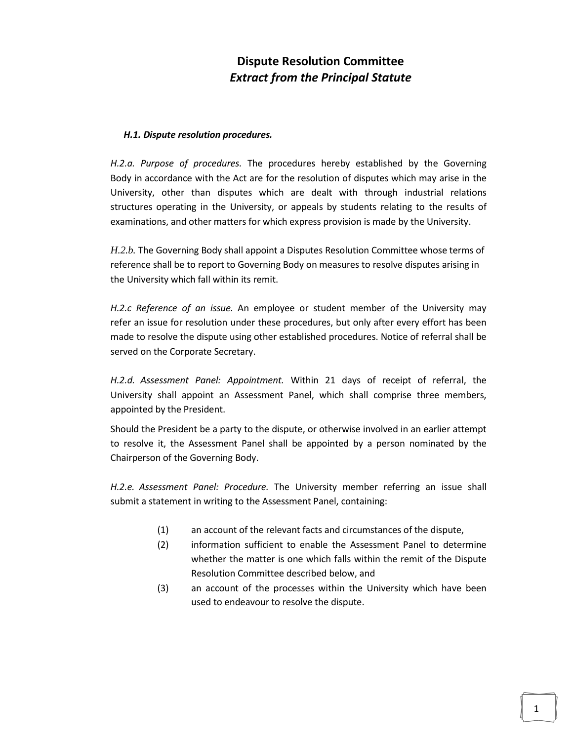# Dispute Resolution Committee
## *Extract from the Principal Statute*

***H.1. Dispute resolution procedures.***

*H.2.a. Purpose of procedures.* The procedures hereby established by the Governing Body in accordance with the Act are for the resolution of disputes which may arise in the University, other than disputes which are dealt with through industrial relations structures operating in the University, or appeals by students relating to the results of examinations, and other matters for which express provision is made by the University.

*H.2.b.* The Governing Body shall appoint a Disputes Resolution Committee whose terms of reference shall be to report to Governing Body on measures to resolve disputes arising in the University which fall within its remit.

*H.2.c Reference of an issue.* An employee or student member of the University may refer an issue for resolution under these procedures, but only after every effort has been made to resolve the dispute using other established procedures. Notice of referral shall be served on the Corporate Secretary.

*H.2.d. Assessment Panel: Appointment.* Within 21 days of receipt of referral, the University shall appoint an Assessment Panel, which shall comprise three members, appointed by the President.

Should the President be a party to the dispute, or otherwise involved in an earlier attempt to resolve it, the Assessment Panel shall be appointed by a person nominated by the Chairperson of the Governing Body.

*H.2.e. Assessment Panel: Procedure.* The University member referring an issue shall submit a statement in writing to the Assessment Panel, containing:

(1) an account of the relevant facts and circumstances of the dispute,

(2) information sufficient to enable the Assessment Panel to determine whether the matter is one which falls within the remit of the Dispute Resolution Committee described below, and

(3) an account of the processes within the University which have been used to endeavour to resolve the dispute.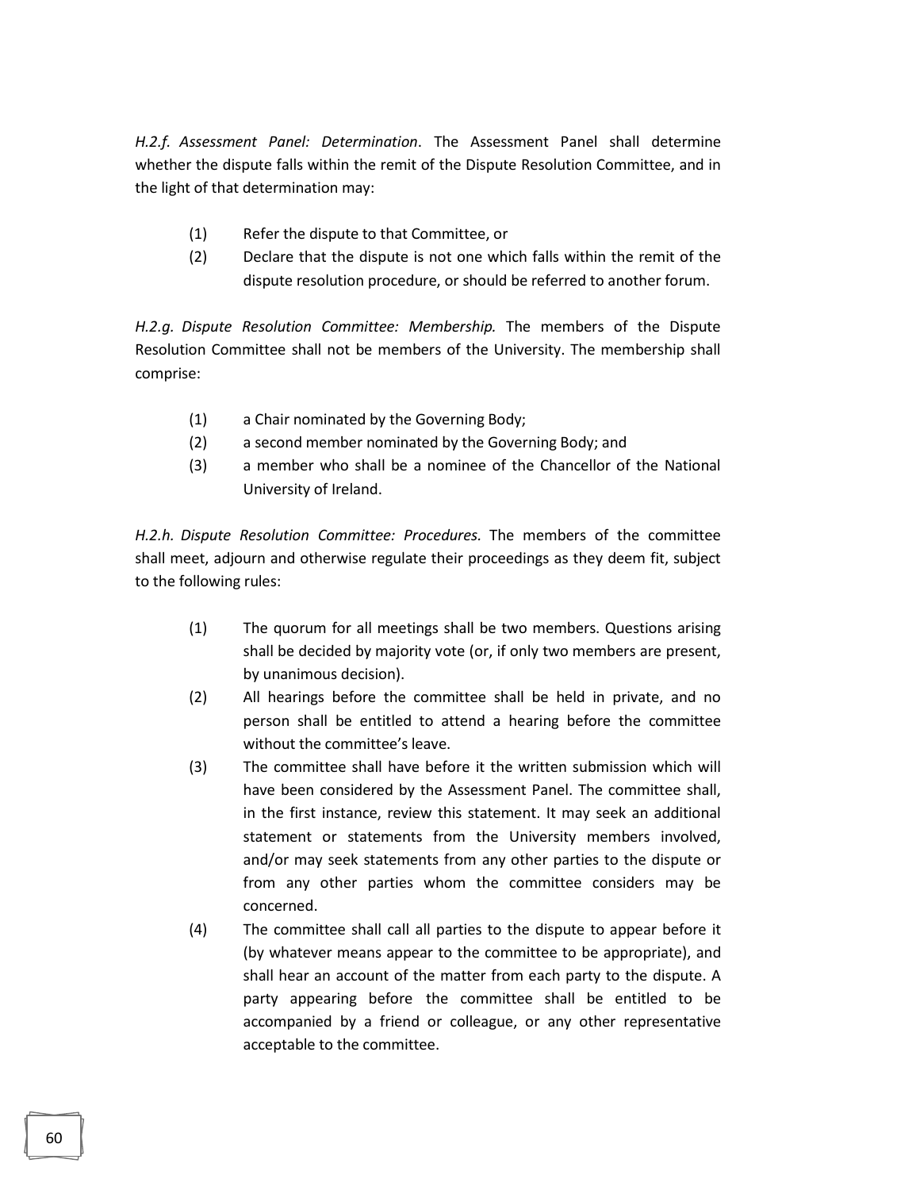*H.2.f. Assessment Panel: Determination*. The Assessment Panel shall determine whether the dispute falls within the remit of the Dispute Resolution Committee, and in the light of that determination may:

(1) Refer the dispute to that Committee, or

(2) Declare that the dispute is not one which falls within the remit of the dispute resolution procedure, or should be referred to another forum.

*H.2.g. Dispute Resolution Committee: Membership.* The members of the Dispute Resolution Committee shall not be members of the University. The membership shall comprise:

(1) a Chair nominated by the Governing Body;

(2) a second member nominated by the Governing Body; and

(3) a member who shall be a nominee of the Chancellor of the National University of Ireland.

*H.2.h. Dispute Resolution Committee: Procedures.* The members of the committee shall meet, adjourn and otherwise regulate their proceedings as they deem fit, subject to the following rules:

(1) The quorum for all meetings shall be two members. Questions arising shall be decided by majority vote (or, if only two members are present, by unanimous decision).

(2) All hearings before the committee shall be held in private, and no person shall be entitled to attend a hearing before the committee without the committee's leave.

(3) The committee shall have before it the written submission which will have been considered by the Assessment Panel. The committee shall, in the first instance, review this statement. It may seek an additional statement or statements from the University members involved, and/or may seek statements from any other parties to the dispute or from any other parties whom the committee considers may be concerned.

(4) The committee shall call all parties to the dispute to appear before it (by whatever means appear to the committee to be appropriate), and shall hear an account of the matter from each party to the dispute. A party appearing before the committee shall be entitled to be accompanied by a friend or colleague, or any other representative acceptable to the committee.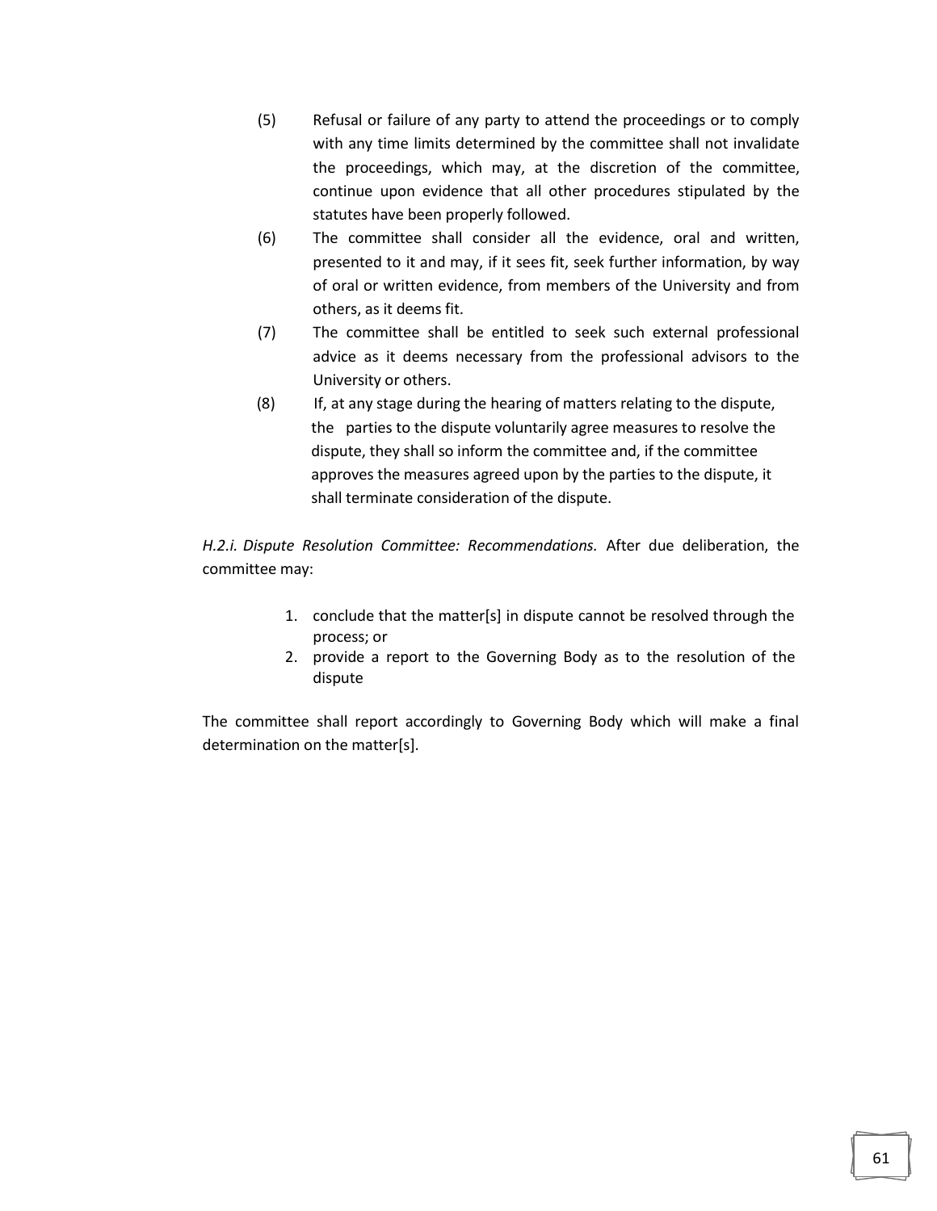(5) Refusal or failure of any party to attend the proceedings or to comply with any time limits determined by the committee shall not invalidate the proceedings, which may, at the discretion of the committee, continue upon evidence that all other procedures stipulated by the statutes have been properly followed.

(6) The committee shall consider all the evidence, oral and written, presented to it and may, if it sees fit, seek further information, by way of oral or written evidence, from members of the University and from others, as it deems fit.

(7) The committee shall be entitled to seek such external professional advice as it deems necessary from the professional advisors to the University or others.

(8) If, at any stage during the hearing of matters relating to the dispute, the parties to the dispute voluntarily agree measures to resolve the dispute, they shall so inform the committee and, if the committee approves the measures agreed upon by the parties to the dispute, it shall terminate consideration of the dispute.

*H.2.i. Dispute Resolution Committee: Recommendations.* After due deliberation, the committee may:

1. conclude that the matter[s] in dispute cannot be resolved through the process; or
2. provide a report to the Governing Body as to the resolution of the dispute

The committee shall report accordingly to Governing Body which will make a final determination on the matter[s].